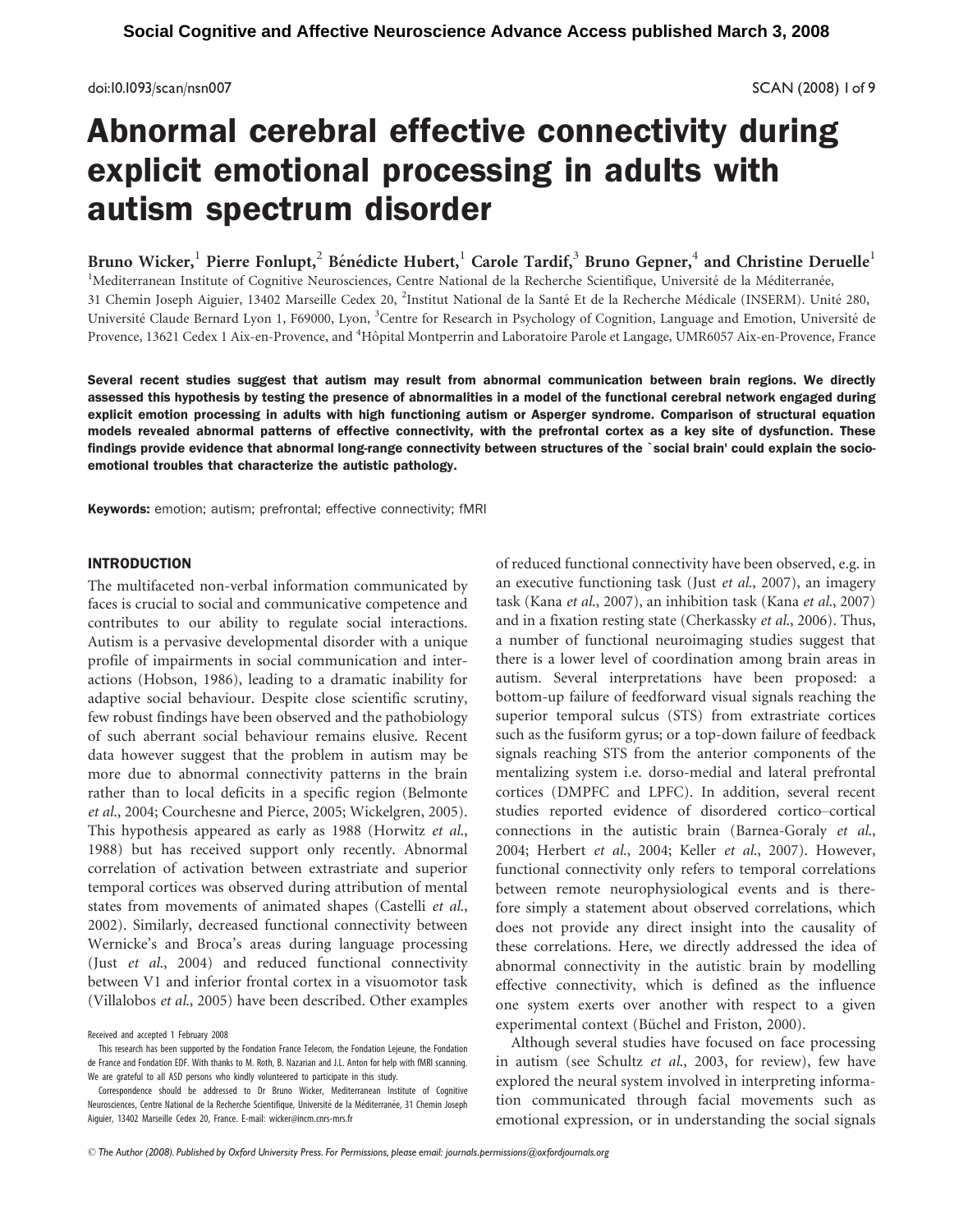# Abnormal cerebral effective connectivity during explicit emotional processing in adults with autism spectrum disorder

Bruno Wicker,[1] Pierre Fonlupt,[2] Bénédicte Hubert,[1] Carole Tardif,[3] Bruno Gepner,[4] and Christine Deruelle[1]

[1]Mediterranean Institute of Cognitive Neurosciences, Centre National de la Recherche Scientifique, Université de la Méditerranée, 31 Chemin Joseph Aiguier, 13402 Marseille Cedex 20, [2]Institut National de la Santé Et de la Recherche Médicale (INSERM). Unité 280, Université Claude Bernard Lyon 1, F69000, Lyon, [3]Centre for Research in Psychology of Cognition, Language and Emotion, Université de Provence, 13621 Cedex 1 Aix-en-Provence, and [4]Hôpital Montperrin and Laboratoire Parole et Langage, UMR6057 Aix-en-Provence, France

**Several recent studies suggest that autism may result from abnormal communication between brain regions. We directly assessed this hypothesis by testing the presence of abnormalities in a model of the functional cerebral network engaged during explicit emotion processing in adults with high functioning autism or Asperger syndrome. Comparison of structural equation models revealed abnormal patterns of effective connectivity, with the prefrontal cortex as a key site of dysfunction. These findings provide evidence that abnormal long-range connectivity between structures of the `social brain' could explain the socio-emotional troubles that characterize the autistic pathology.**

**Keywords:** emotion; autism; prefrontal; effective connectivity; fMRI

## INTRODUCTION

The multifaceted non-verbal information communicated by faces is crucial to social and communicative competence and contributes to our ability to regulate social interactions. Autism is a pervasive developmental disorder with a unique profile of impairments in social communication and interactions (Hobson, 1986), leading to a dramatic inability for adaptive social behaviour. Despite close scientific scrutiny, few robust findings have been observed and the pathobiology of such aberrant social behaviour remains elusive. Recent data however suggest that the problem in autism may be more due to abnormal connectivity patterns in the brain rather than to local deficits in a specific region (Belmonte *et al*., 2004; Courchesne and Pierce, 2005; Wickelgren, 2005). This hypothesis appeared as early as 1988 (Horwitz *et al*., 1988) but has received support only recently. Abnormal correlation of activation between extrastriate and superior temporal cortices was observed during attribution of mental states from movements of animated shapes (Castelli *et al*., 2002). Similarly, decreased functional connectivity between Wernicke's and Broca's areas during language processing (Just *et al*., 2004) and reduced functional connectivity between V1 and inferior frontal cortex in a visuomotor task (Villalobos *et al*., 2005) have been described. Other examples of reduced functional connectivity have been observed, e.g. in an executive functioning task (Just *et al*., 2007), an imagery task (Kana *et al*., 2007), an inhibition task (Kana *et al*., 2007) and in a fixation resting state (Cherkassky *et al*., 2006). Thus, a number of functional neuroimaging studies suggest that there is a lower level of coordination among brain areas in autism. Several interpretations have been proposed: a bottom-up failure of feedforward visual signals reaching the superior temporal sulcus (STS) from extrastriate cortices such as the fusiform gyrus; or a top-down failure of feedback signals reaching STS from the anterior components of the mentalizing system i.e. dorso-medial and lateral prefrontal cortices (DMPFC and LPFC). In addition, several recent studies reported evidence of disordered cortico–cortical connections in the autistic brain (Barnea-Goraly *et al*., 2004; Herbert *et al*., 2004; Keller *et al*., 2007). However, functional connectivity only refers to temporal correlations between remote neurophysiological events and is therefore simply a statement about observed correlations, which does not provide any direct insight into the causality of these correlations. Here, we directly addressed the idea of abnormal connectivity in the autistic brain by modelling effective connectivity, which is defined as the influence one system exerts over another with respect to a given experimental context (Büchel and Friston, 2000).

Although several studies have focused on face processing in autism (see Schultz *et al*., 2003, for review), few have explored the neural system involved in interpreting information communicated through facial movements such as emotional expression, or in understanding the social signals

Received and accepted 1 February 2008

This research has been supported by the Fondation France Telecom, the Fondation Lejeune, the Fondation de France and Fondation EDF. With thanks to M. Roth, B. Nazarian and J.L. Anton for help with fMRI scanning. We are grateful to all ASD persons who kindly volunteered to participate in this study.

Correspondence should be addressed to Dr Bruno Wicker, Mediterranean Institute of Cognitive Neurosciences, Centre National de la Recherche Scientifique, Université de la Méditerranée, 31 Chemin Joseph Aiguier, 13402 Marseille Cedex 20, France. E-mail: wicker@incm.cnrs-mrs.fr

© The Author (2008). Published by Oxford University Press. For Permissions, please email: journals.permissions@oxfordjournals.org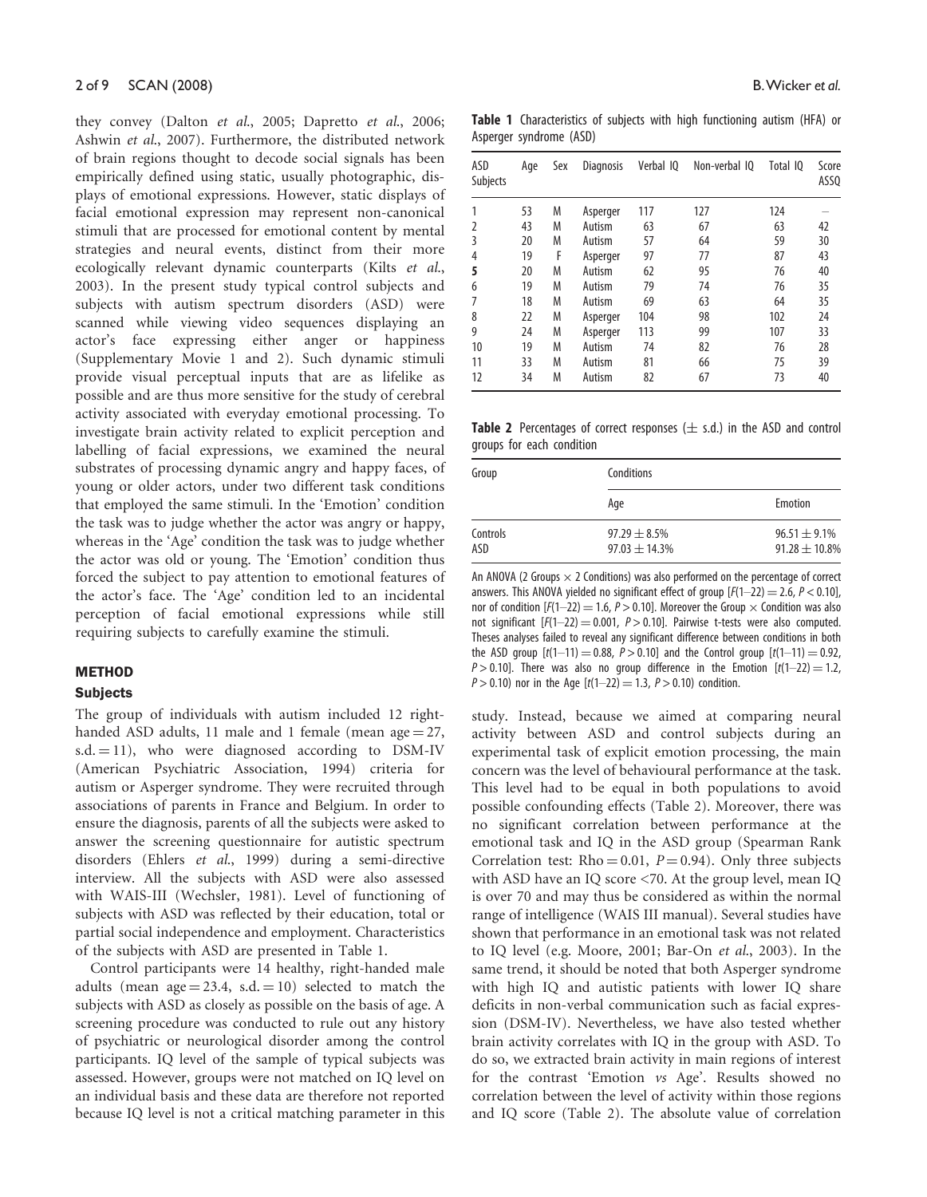they convey (Dalton *et al.*, 2005; Dapretto *et al.*, 2006; Ashwin *et al.*, 2007). Furthermore, the distributed network of brain regions thought to decode social signals has been empirically defined using static, usually photographic, displays of emotional expressions. However, static displays of facial emotional expression may represent non-canonical stimuli that are processed for emotional content by mental strategies and neural events, distinct from their more ecologically relevant dynamic counterparts (Kilts *et al.*, 2003). In the present study typical control subjects and subjects with autism spectrum disorders (ASD) were scanned while viewing video sequences displaying an actor's face expressing either anger or happiness (Supplementary Movie 1 and 2). Such dynamic stimuli provide visual perceptual inputs that are as lifelike as possible and are thus more sensitive for the study of cerebral activity associated with everyday emotional processing. To investigate brain activity related to explicit perception and labelling of facial expressions, we examined the neural substrates of processing dynamic angry and happy faces, of young or older actors, under two different task conditions that employed the same stimuli. In the 'Emotion' condition the task was to judge whether the actor was angry or happy, whereas in the 'Age' condition the task was to judge whether the actor was old or young. The 'Emotion' condition thus forced the subject to pay attention to emotional features of the actor's face. The 'Age' condition led to an incidental perception of facial emotional expressions while still requiring subjects to carefully examine the stimuli.

## METHOD

### Subjects

The group of individuals with autism included 12 right-handed ASD adults, 11 male and 1 female (mean age = 27, s.d. = 11), who were diagnosed according to DSM-IV (American Psychiatric Association, 1994) criteria for autism or Asperger syndrome. They were recruited through associations of parents in France and Belgium. In order to ensure the diagnosis, parents of all the subjects were asked to answer the screening questionnaire for autistic spectrum disorders (Ehlers *et al.*, 1999) during a semi-directive interview. All the subjects with ASD were also assessed with WAIS-III (Wechsler, 1981). Level of functioning of subjects with ASD was reflected by their education, total or partial social independence and employment. Characteristics of the subjects with ASD are presented in Table 1.

Control participants were 14 healthy, right-handed male adults (mean age = 23.4, s.d. = 10) selected to match the subjects with ASD as closely as possible on the basis of age. A screening procedure was conducted to rule out any history of psychiatric or neurological disorder among the control participants. IQ level of the sample of typical subjects was assessed. However, groups were not matched on IQ level on an individual basis and these data are therefore not reported because IQ level is not a critical matching parameter in this study. Instead, because we aimed at comparing neural activity between ASD and control subjects during an experimental task of explicit emotion processing, the main concern was the level of behavioural performance at the task. This level had to be equal in both populations to avoid possible confounding effects (Table 2). Moreover, there was no significant correlation between performance at the emotional task and IQ in the ASD group (Spearman Rank Correlation test: Rho = 0.01, $P = 0.94$). Only three subjects with ASD have an IQ score <70. At the group level, mean IQ is over 70 and may thus be considered as within the normal range of intelligence (WAIS III manual). Several studies have shown that performance in an emotional task was not related to IQ level (e.g. Moore, 2001; Bar-On *et al.*, 2003). In the same trend, it should be noted that both Asperger syndrome with high IQ and autistic patients with lower IQ share deficits in non-verbal communication such as facial expression (DSM-IV). Nevertheless, we have also tested whether brain activity correlates with IQ in the group with ASD. To do so, we extracted brain activity in main regions of interest for the contrast 'Emotion *vs* Age'. Results showed no correlation between the level of activity within those regions and IQ score (Table 2). The absolute value of correlation

**Table 1** Characteristics of subjects with high functioning autism (HFA) or Asperger syndrome (ASD)

| ASD Subjects | Age | Sex | Diagnosis | Verbal IQ | Non-verbal IQ | Total IQ | Score ASSQ |
|---|---|---|---|---|---|---|---|
| 1 | 53 | M | Asperger | 117 | 127 | 124 | — |
| 2 | 43 | M | Autism | 63 | 67 | 63 | 42 |
| 3 | 20 | M | Autism | 57 | 64 | 59 | 30 |
| 4 | 19 | F | Asperger | 97 | 77 | 87 | 43 |
| **5** | 20 | M | Autism | 62 | 95 | 76 | 40 |
| 6 | 19 | M | Autism | 79 | 74 | 76 | 35 |
| 7 | 18 | M | Autism | 69 | 63 | 64 | 35 |
| 8 | 22 | M | Asperger | 104 | 98 | 102 | 24 |
| 9 | 24 | M | Asperger | 113 | 99 | 107 | 33 |
| 10 | 19 | M | Autism | 74 | 82 | 76 | 28 |
| 11 | 33 | M | Autism | 81 | 66 | 75 | 39 |
| 12 | 34 | M | Autism | 82 | 67 | 73 | 40 |

**Table 2** Percentages of correct responses ($\pm$ s.d.) in the ASD and control groups for each condition

| Group | Conditions | |
|---|---|---|
| | Age | Emotion |
| Controls | $97.29 \pm 8.5\%$ | $96.51 \pm 9.1\%$ |
| ASD | $97.03 \pm 14.3\%$ | $91.28 \pm 10.8\%$ |

An ANOVA (2 Groups $\times$ 2 Conditions) was also performed on the percentage of correct answers. This ANOVA yielded no significant effect of group [$F(1\text{–}22) = 2.6$, $P < 0.10$], nor of condition [$F(1\text{–}22) = 1.6$, $P > 0.10$]. Moreover the Group $\times$ Condition was also not significant [$F(1\text{–}22) = 0.001$, $P > 0.10$]. Pairwise t-tests were also computed. Theses analyses failed to reveal any significant difference between conditions in both the ASD group [$t(1\text{–}11) = 0.88$, $P > 0.10$] and the Control group [$t(1\text{–}11) = 0.92$, $P > 0.10$]. There was also no group difference in the Emotion [$t(1\text{–}22) = 1.2$, $P > 0.10$) nor in the Age [$t(1\text{–}22) = 1.3$, $P > 0.10$) condition.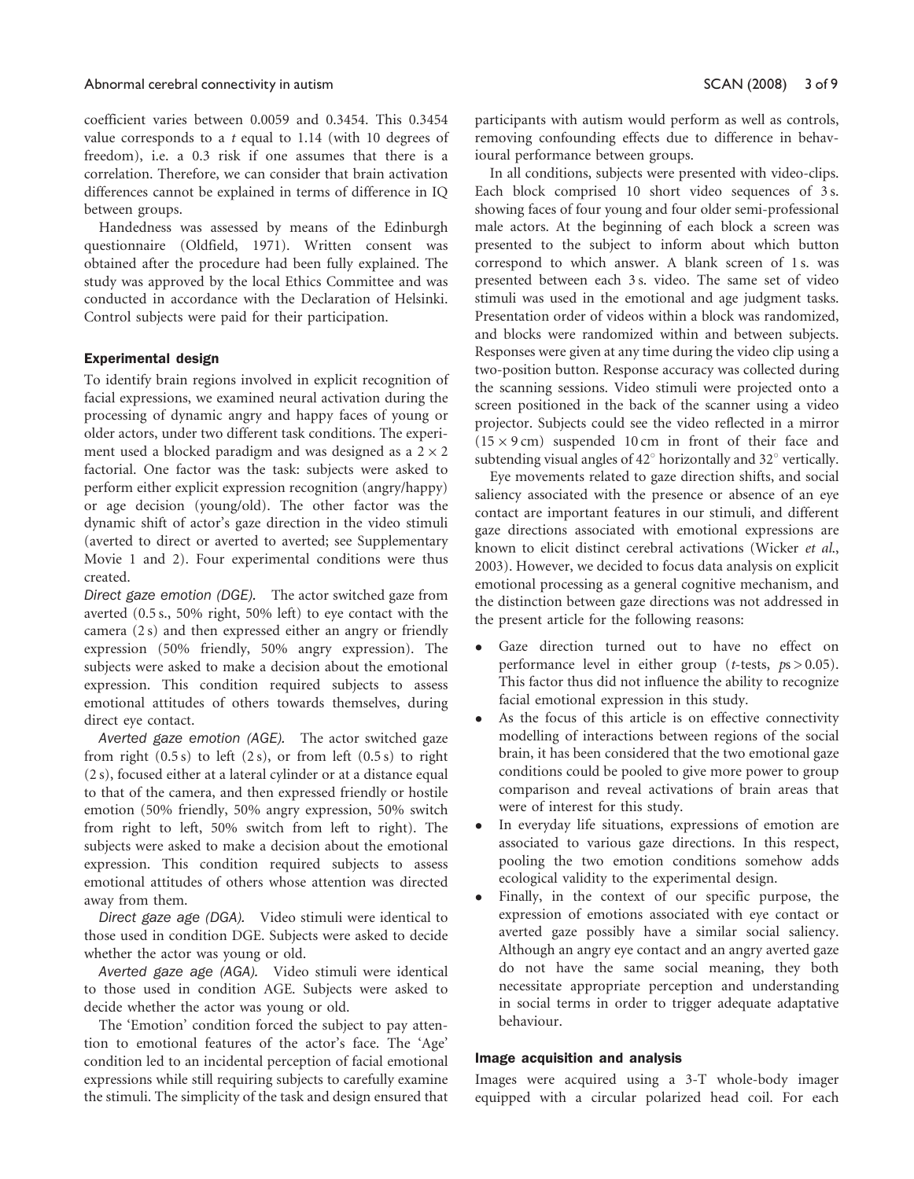coefficient varies between 0.0059 and 0.3454. This 0.3454 value corresponds to a $t$ equal to 1.14 (with 10 degrees of freedom), i.e. a 0.3 risk if one assumes that there is a correlation. Therefore, we can consider that brain activation differences cannot be explained in terms of difference in IQ between groups.

Handedness was assessed by means of the Edinburgh questionnaire (Oldfield, 1971). Written consent was obtained after the procedure had been fully explained. The study was approved by the local Ethics Committee and was conducted in accordance with the Declaration of Helsinki. Control subjects were paid for their participation.

### Experimental design

To identify brain regions involved in explicit recognition of facial expressions, we examined neural activation during the processing of dynamic angry and happy faces of young or older actors, under two different task conditions. The experiment used a blocked paradigm and was designed as a $2 \times 2$ factorial. One factor was the task: subjects were asked to perform either explicit expression recognition (angry/happy) or age decision (young/old). The other factor was the dynamic shift of actor's gaze direction in the video stimuli (averted to direct or averted to averted; see Supplementary Movie 1 and 2). Four experimental conditions were thus created.

*Direct gaze emotion (DGE).* The actor switched gaze from averted (0.5 s., 50% right, 50% left) to eye contact with the camera (2 s) and then expressed either an angry or friendly expression (50% friendly, 50% angry expression). The subjects were asked to make a decision about the emotional expression. This condition required subjects to assess emotional attitudes of others towards themselves, during direct eye contact.

*Averted gaze emotion (AGE).* The actor switched gaze from right (0.5 s) to left (2 s), or from left (0.5 s) to right (2 s), focused either at a lateral cylinder or at a distance equal to that of the camera, and then expressed friendly or hostile emotion (50% friendly, 50% angry expression, 50% switch from right to left, 50% switch from left to right). The subjects were asked to make a decision about the emotional expression. This condition required subjects to assess emotional attitudes of others whose attention was directed away from them.

*Direct gaze age (DGA).* Video stimuli were identical to those used in condition DGE. Subjects were asked to decide whether the actor was young or old.

*Averted gaze age (AGA).* Video stimuli were identical to those used in condition AGE. Subjects were asked to decide whether the actor was young or old.

The 'Emotion' condition forced the subject to pay attention to emotional features of the actor's face. The 'Age' condition led to an incidental perception of facial emotional expressions while still requiring subjects to carefully examine the stimuli. The simplicity of the task and design ensured that participants with autism would perform as well as controls, removing confounding effects due to difference in behavioural performance between groups.

In all conditions, subjects were presented with video-clips. Each block comprised 10 short video sequences of 3 s. showing faces of four young and four older semi-professional male actors. At the beginning of each block a screen was presented to the subject to inform about which button correspond to which answer. A blank screen of 1 s. was presented between each 3 s. video. The same set of video stimuli was used in the emotional and age judgment tasks. Presentation order of videos within a block was randomized, and blocks were randomized within and between subjects. Responses were given at any time during the video clip using a two-position button. Response accuracy was collected during the scanning sessions. Video stimuli were projected onto a screen positioned in the back of the scanner using a video projector. Subjects could see the video reflected in a mirror ($15 \times 9$ cm) suspended 10 cm in front of their face and subtending visual angles of 42° horizontally and 32° vertically.

Eye movements related to gaze direction shifts, and social saliency associated with the presence or absence of an eye contact are important features in our stimuli, and different gaze directions associated with emotional expressions are known to elicit distinct cerebral activations (Wicker *et al.*, 2003). However, we decided to focus data analysis on explicit emotional processing as a general cognitive mechanism, and the distinction between gaze directions was not addressed in the present article for the following reasons:

- Gaze direction turned out to have no effect on performance level in either group ($t$-tests, $p$s $> 0.05$). This factor thus did not influence the ability to recognize facial emotional expression in this study.
- As the focus of this article is on effective connectivity modelling of interactions between regions of the social brain, it has been considered that the two emotional gaze conditions could be pooled to give more power to group comparison and reveal activations of brain areas that were of interest for this study.
- In everyday life situations, expressions of emotion are associated to various gaze directions. In this respect, pooling the two emotion conditions somehow adds ecological validity to the experimental design.
- Finally, in the context of our specific purpose, the expression of emotions associated with eye contact or averted gaze possibly have a similar social saliency. Although an angry eye contact and an angry averted gaze do not have the same social meaning, they both necessitate appropriate perception and understanding in social terms in order to trigger adequate adaptative behaviour.

### Image acquisition and analysis

Images were acquired using a 3-T whole-body imager equipped with a circular polarized head coil. For each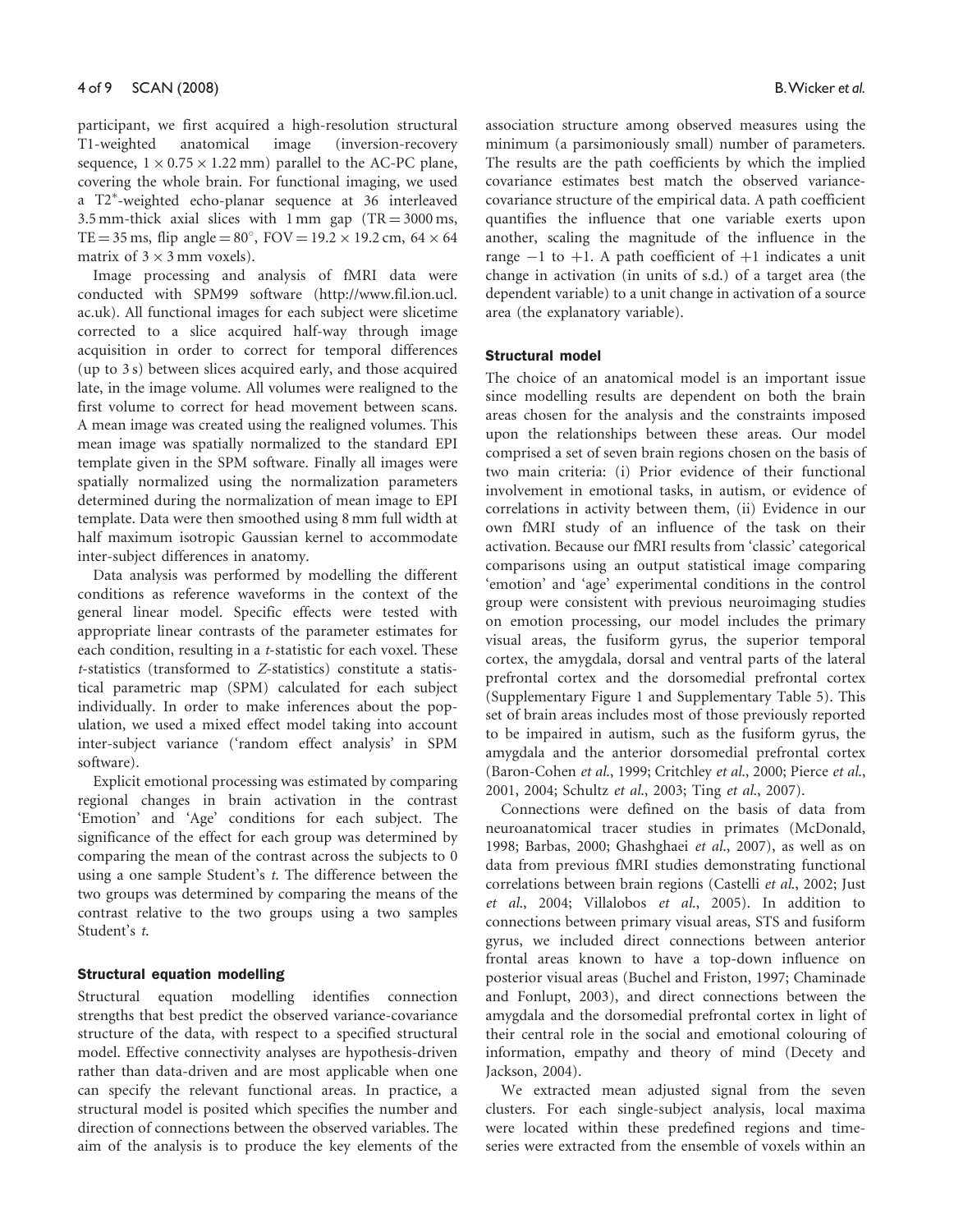participant, we first acquired a high-resolution structural T1-weighted anatomical image (inversion-recovery sequence, $1 \times 0.75 \times 1.22$ mm) parallel to the AC-PC plane, covering the whole brain. For functional imaging, we used a T2*-weighted echo-planar sequence at 36 interleaved 3.5 mm-thick axial slices with 1 mm gap (TR = 3000 ms, TE = 35 ms, flip angle = 80°, FOV = $19.2 \times 19.2$ cm, $64 \times 64$ matrix of $3 \times 3$ mm voxels).

Image processing and analysis of fMRI data were conducted with SPM99 software (http://www.fil.ion.ucl.ac.uk). All functional images for each subject were slicetime corrected to a slice acquired half-way through image acquisition in order to correct for temporal differences (up to 3 s) between slices acquired early, and those acquired late, in the image volume. All volumes were realigned to the first volume to correct for head movement between scans. A mean image was created using the realigned volumes. This mean image was spatially normalized to the standard EPI template given in the SPM software. Finally all images were spatially normalized using the normalization parameters determined during the normalization of mean image to EPI template. Data were then smoothed using 8 mm full width at half maximum isotropic Gaussian kernel to accommodate inter-subject differences in anatomy.

Data analysis was performed by modelling the different conditions as reference waveforms in the context of the general linear model. Specific effects were tested with appropriate linear contrasts of the parameter estimates for each condition, resulting in a *t*-statistic for each voxel. These *t*-statistics (transformed to *Z*-statistics) constitute a statistical parametric map (SPM) calculated for each subject individually. In order to make inferences about the population, we used a mixed effect model taking into account inter-subject variance ('random effect analysis' in SPM software).

Explicit emotional processing was estimated by comparing regional changes in brain activation in the contrast 'Emotion' and 'Age' conditions for each subject. The significance of the effect for each group was determined by comparing the mean of the contrast across the subjects to 0 using a one sample Student's *t*. The difference between the two groups was determined by comparing the means of the contrast relative to the two groups using a two samples Student's *t*.

### Structural equation modelling

Structural equation modelling identifies connection strengths that best predict the observed variance-covariance structure of the data, with respect to a specified structural model. Effective connectivity analyses are hypothesis-driven rather than data-driven and are most applicable when one can specify the relevant functional areas. In practice, a structural model is posited which specifies the number and direction of connections between the observed variables. The aim of the analysis is to produce the key elements of the association structure among observed measures using the minimum (a parsimoniously small) number of parameters. The results are the path coefficients by which the implied covariance estimates best match the observed variance-covariance structure of the empirical data. A path coefficient quantifies the influence that one variable exerts upon another, scaling the magnitude of the influence in the range $-1$ to $+1$. A path coefficient of $+1$ indicates a unit change in activation (in units of s.d.) of a target area (the dependent variable) to a unit change in activation of a source area (the explanatory variable).

### Structural model

The choice of an anatomical model is an important issue since modelling results are dependent on both the brain areas chosen for the analysis and the constraints imposed upon the relationships between these areas. Our model comprised a set of seven brain regions chosen on the basis of two main criteria: (i) Prior evidence of their functional involvement in emotional tasks, in autism, or evidence of correlations in activity between them, (ii) Evidence in our own fMRI study of an influence of the task on their activation. Because our fMRI results from 'classic' categorical comparisons using an output statistical image comparing 'emotion' and 'age' experimental conditions in the control group were consistent with previous neuroimaging studies on emotion processing, our model includes the primary visual areas, the fusiform gyrus, the superior temporal cortex, the amygdala, dorsal and ventral parts of the lateral prefrontal cortex and the dorsomedial prefrontal cortex (Supplementary Figure 1 and Supplementary Table 5). This set of brain areas includes most of those previously reported to be impaired in autism, such as the fusiform gyrus, the amygdala and the anterior dorsomedial prefrontal cortex (Baron-Cohen *et al.*, 1999; Critchley *et al.*, 2000; Pierce *et al.*, 2001, 2004; Schultz *et al.*, 2003; Ting *et al.*, 2007).

Connections were defined on the basis of data from neuroanatomical tracer studies in primates (McDonald, 1998; Barbas, 2000; Ghashghaei *et al.*, 2007), as well as on data from previous fMRI studies demonstrating functional correlations between brain regions (Castelli *et al.*, 2002; Just *et al.*, 2004; Villalobos *et al.*, 2005). In addition to connections between primary visual areas, STS and fusiform gyrus, we included direct connections between anterior frontal areas known to have a top-down influence on posterior visual areas (Buchel and Friston, 1997; Chaminade and Fonlupt, 2003), and direct connections between the amygdala and the dorsomedial prefrontal cortex in light of their central role in the social and emotional colouring of information, empathy and theory of mind (Decety and Jackson, 2004).

We extracted mean adjusted signal from the seven clusters. For each single-subject analysis, local maxima were located within these predefined regions and time-series were extracted from the ensemble of voxels within an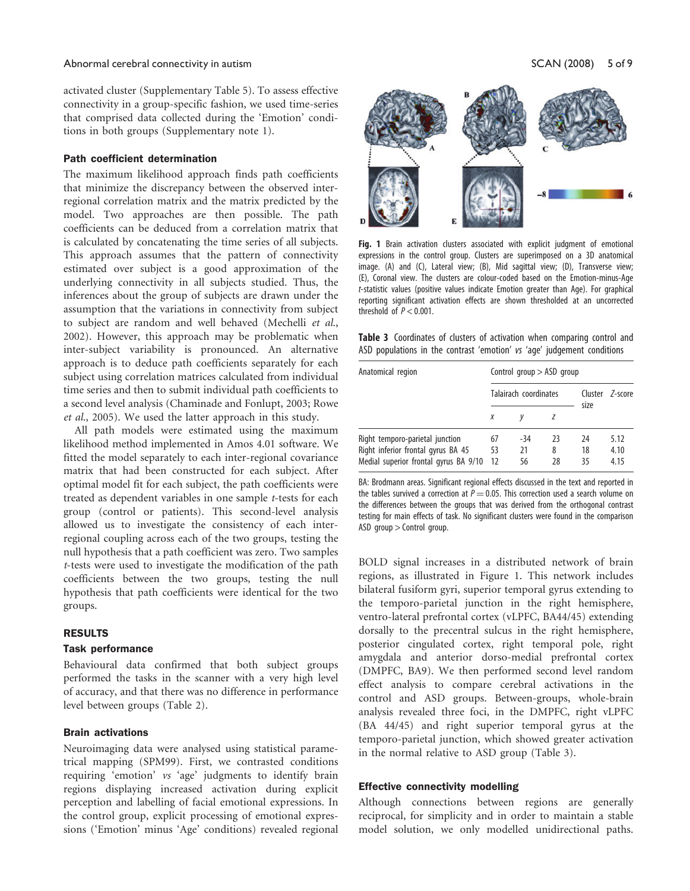activated cluster (Supplementary Table 5). To assess effective connectivity in a group-specific fashion, we used time-series that comprised data collected during the 'Emotion' conditions in both groups (Supplementary note 1).

### Path coefficient determination

The maximum likelihood approach finds path coefficients that minimize the discrepancy between the observed inter-regional correlation matrix and the matrix predicted by the model. Two approaches are then possible. The path coefficients can be deduced from a correlation matrix that is calculated by concatenating the time series of all subjects. This approach assumes that the pattern of connectivity estimated over subject is a good approximation of the underlying connectivity in all subjects studied. Thus, the inferences about the group of subjects are drawn under the assumption that the variations in connectivity from subject to subject are random and well behaved (Mechelli *et al.*, 2002). However, this approach may be problematic when inter-subject variability is pronounced. An alternative approach is to deduce path coefficients separately for each subject using correlation matrices calculated from individual time series and then to submit individual path coefficients to a second level analysis (Chaminade and Fonlupt, 2003; Rowe *et al.*, 2005). We used the latter approach in this study.

All path models were estimated using the maximum likelihood method implemented in Amos 4.01 software. We fitted the model separately to each inter-regional covariance matrix that had been constructed for each subject. After optimal model fit for each subject, the path coefficients were treated as dependent variables in one sample *t*-tests for each group (control or patients). This second-level analysis allowed us to investigate the consistency of each inter-regional coupling across each of the two groups, testing the null hypothesis that a path coefficient was zero. Two samples *t*-tests were used to investigate the modification of the path coefficients between the two groups, testing the null hypothesis that path coefficients were identical for the two groups.

## RESULTS

### Task performance

Behavioural data confirmed that both subject groups performed the tasks in the scanner with a very high level of accuracy, and that there was no difference in performance level between groups (Table 2).

### Brain activations

Neuroimaging data were analysed using statistical parametrical mapping (SPM99). First, we contrasted conditions requiring 'emotion' *vs* 'age' judgments to identify brain regions displaying increased activation during explicit perception and labelling of facial emotional expressions. In the control group, explicit processing of emotional expressions ('Emotion' minus 'Age' conditions) revealed regional BOLD signal increases in a distributed network of brain regions, as illustrated in Figure 1. This network includes bilateral fusiform gyri, superior temporal gyrus extending to the temporo-parietal junction in the right hemisphere, ventro-lateral prefrontal cortex (vLPFC, BA44/45) extending dorsally to the precentral sulcus in the right hemisphere, posterior cingulated cortex, right temporal pole, right amygdala and anterior dorso-medial prefrontal cortex (DMPFC, BA9). We then performed second level random effect analysis to compare cerebral activations in the control and ASD groups. Between-groups, whole-brain analysis revealed three foci, in the DMPFC, right vLPFC (BA 44/45) and right superior temporal gyrus at the temporo-parietal junction, which showed greater activation in the normal relative to ASD group (Table 3).

**Fig. 1** Brain activation clusters associated with explicit judgment of emotional expressions in the control group. Clusters are superimposed on a 3D anatomical image. (A) and (C), Lateral view; (B), Mid sagittal view; (D), Transverse view; (E), Coronal view. The clusters are colour-coded based on the Emotion-minus-Age *t*-statistic values (positive values indicate Emotion greater than Age). For graphical reporting significant activation effects are shown thresholded at an uncorrected threshold of $P < 0.001$.

**Table 3** Coordinates of clusters of activation when comparing control and ASD populations in the contrast 'emotion' *vs* 'age' judgement conditions

| Anatomical region | Control group > ASD group | | | | |
|---|---|---|---|---|---|
| | Talairach coordinates | | | Cluster size | *Z*-score |
| | *x* | *y* | *z* | | |
| Right temporo-parietal junction | 67 | −34 | 23 | 24 | 5.12 |
| Right inferior frontal gyrus BA 45 | 53 | 21 | 8 | 18 | 4.10 |
| Medial superior frontal gyrus BA 9/10 | 12 | 56 | 28 | 35 | 4.15 |

BA: Brodmann areas. Significant regional effects discussed in the text and reported in the tables survived a correction at $P = 0.05$. This correction used a search volume on the differences between the groups that was derived from the orthogonal contrast testing for main effects of task. No significant clusters were found in the comparison ASD group > Control group.

### Effective connectivity modelling

Although connections between regions are generally reciprocal, for simplicity and in order to maintain a stable model solution, we only modelled unidirectional paths.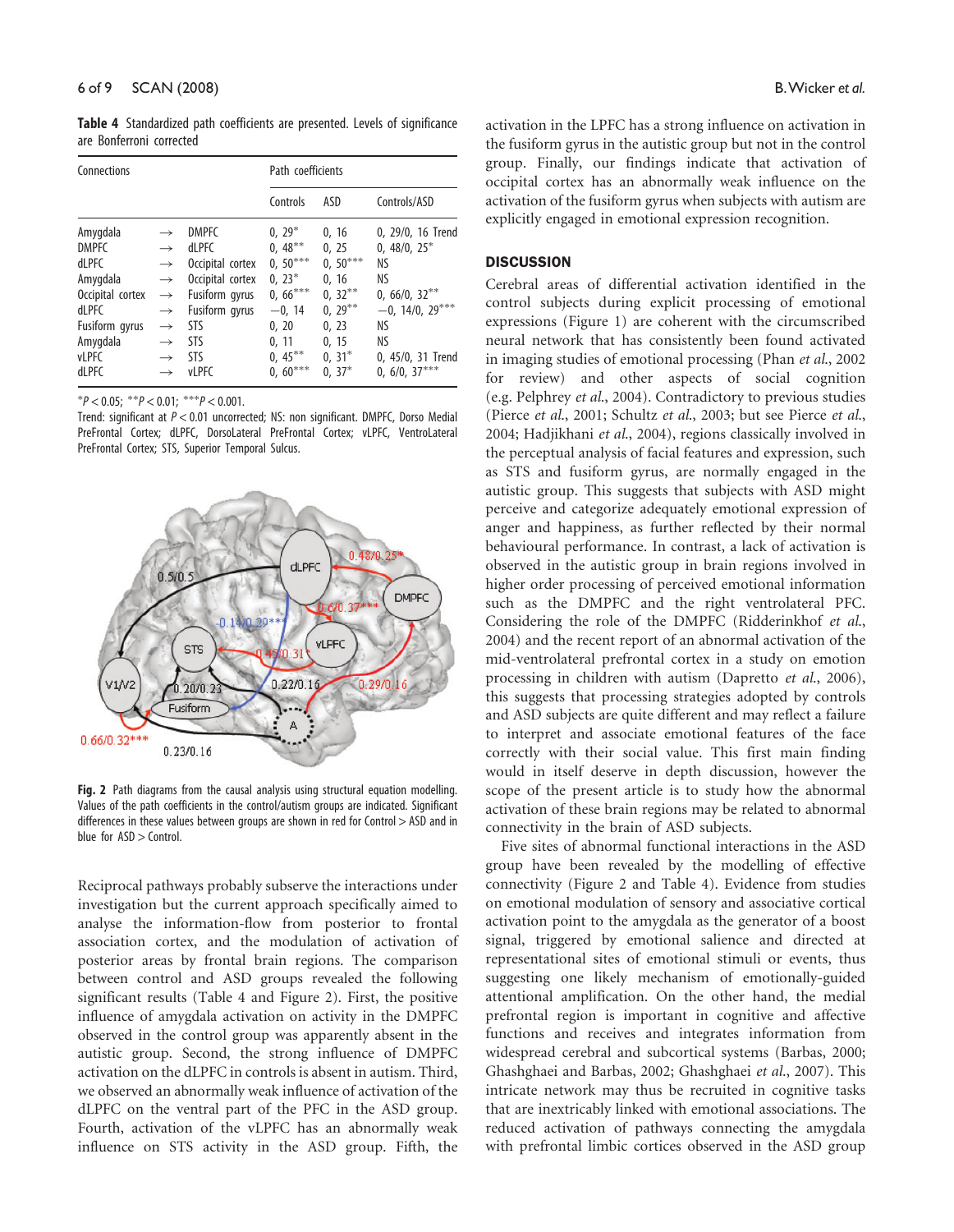**Table 4** Standardized path coefficients are presented. Levels of significance are Bonferroni corrected

| Connections | | | Path coefficients | | |
|---|---|---|---|---|---|
| | | | Controls | ASD | Controls/ASD |
| Amygdala | → | DMPFC | 0, 29* | 0, 16 | 0, 29/0, 16 Trend |
| DMPFC | → | dLPFC | 0, 48** | 0, 25 | 0, 48/0, 25* |
| dLPFC | → | Occipital cortex | 0, 50*** | 0, 50*** | NS |
| Amygdala | → | Occipital cortex | 0, 23* | 0, 16 | NS |
| Occipital cortex | → | Fusiform gyrus | 0, 66*** | 0, 32** | 0, 66/0, 32** |
| dLPFC | → | Fusiform gyrus | −0, 14 | 0, 29** | −0, 14/0, 29*** |
| Fusiform gyrus | → | STS | 0, 20 | 0, 23 | NS |
| Amygdala | → | STS | 0, 11 | 0, 15 | NS |
| vLPFC | → | STS | 0, 45** | 0, 31* | 0, 45/0, 31 Trend |
| dLPFC | → | vLPFC | 0, 60*** | 0, 37* | 0, 6/0, 37*** |

*P < 0.05; **P < 0.01; ***P < 0.001.
Trend: significant at P < 0.01 uncorrected; NS: non significant. DMPFC, Dorso Medial PreFrontal Cortex; dLPFC, DorsoLateral PreFrontal Cortex; vLPFC, VentroLateral PreFrontal Cortex; STS, Superior Temporal Sulcus.

**Fig. 2** Path diagrams from the causal analysis using structural equation modelling. Values of the path coefficients in the control/autism groups are indicated. Significant differences in these values between groups are shown in red for Control > ASD and in blue for ASD > Control.

Reciprocal pathways probably subserve the interactions under investigation but the current approach specifically aimed to analyse the information-flow from posterior to frontal association cortex, and the modulation of activation of posterior areas by frontal brain regions. The comparison between control and ASD groups revealed the following significant results (Table 4 and Figure 2). First, the positive influence of amygdala activation on activity in the DMPFC observed in the control group was apparently absent in the autistic group. Second, the strong influence of DMPFC activation on the dLPFC in controls is absent in autism. Third, we observed an abnormally weak influence of activation of the dLPFC on the ventral part of the PFC in the ASD group. Fourth, activation of the vLPFC has an abnormally weak influence on STS activity in the ASD group. Fifth, the activation in the LPFC has a strong influence on activation in the fusiform gyrus in the autistic group but not in the control group. Finally, our findings indicate that activation of occipital cortex has an abnormally weak influence on the activation of the fusiform gyrus when subjects with autism are explicitly engaged in emotional expression recognition.

## DISCUSSION

Cerebral areas of differential activation identified in the control subjects during explicit processing of emotional expressions (Figure 1) are coherent with the circumscribed neural network that has consistently been found activated in imaging studies of emotional processing (Phan *et al.*, 2002 for review) and other aspects of social cognition (e.g. Pelphrey *et al.*, 2004). Contradictory to previous studies (Pierce *et al.*, 2001; Schultz *et al.*, 2003; but see Pierce *et al.*, 2004; Hadjikhani *et al.*, 2004), regions classically involved in the perceptual analysis of facial features and expression, such as STS and fusiform gyrus, are normally engaged in the autistic group. This suggests that subjects with ASD might perceive and categorize adequately emotional expression of anger and happiness, as further reflected by their normal behavioural performance. In contrast, a lack of activation is observed in the autistic group in brain regions involved in higher order processing of perceived emotional information such as the DMPFC and the right ventrolateral PFC. Considering the role of the DMPFC (Ridderinkhof *et al.*, 2004) and the recent report of an abnormal activation of the mid-ventrolateral prefrontal cortex in a study on emotion processing in children with autism (Dapretto *et al.*, 2006), this suggests that processing strategies adopted by controls and ASD subjects are quite different and may reflect a failure to interpret and associate emotional features of the face correctly with their social value. This first main finding would in itself deserve in depth discussion, however the scope of the present article is to study how the abnormal activation of these brain regions may be related to abnormal connectivity in the brain of ASD subjects.

Five sites of abnormal functional interactions in the ASD group have been revealed by the modelling of effective connectivity (Figure 2 and Table 4). Evidence from studies on emotional modulation of sensory and associative cortical activation point to the amygdala as the generator of a boost signal, triggered by emotional salience and directed at representational sites of emotional stimuli or events, thus suggesting one likely mechanism of emotionally-guided attentional amplification. On the other hand, the medial prefrontal region is important in cognitive and affective functions and receives and integrates information from widespread cerebral and subcortical systems (Barbas, 2000; Ghashghaei and Barbas, 2002; Ghashghaei *et al.*, 2007). This intricate network may thus be recruited in cognitive tasks that are inextricably linked with emotional associations. The reduced activation of pathways connecting the amygdala with prefrontal limbic cortices observed in the ASD group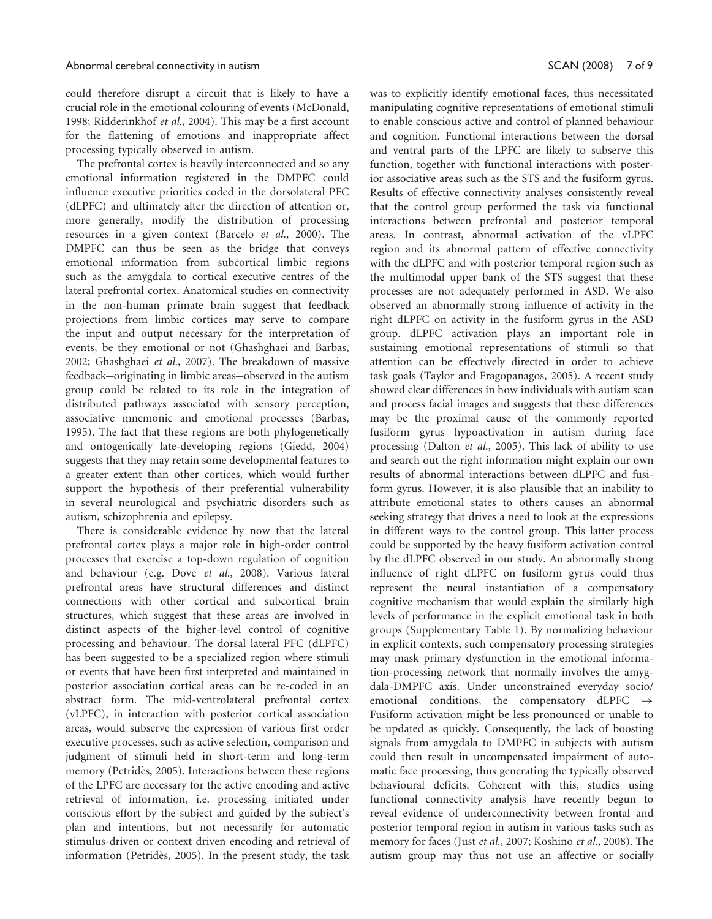could therefore disrupt a circuit that is likely to have a crucial role in the emotional colouring of events (McDonald, 1998; Ridderinkhof *et al.*, 2004). This may be a first account for the flattening of emotions and inappropriate affect processing typically observed in autism.

The prefrontal cortex is heavily interconnected and so any emotional information registered in the DMPFC could influence executive priorities coded in the dorsolateral PFC (dLPFC) and ultimately alter the direction of attention or, more generally, modify the distribution of processing resources in a given context (Barcelo *et al.*, 2000). The DMPFC can thus be seen as the bridge that conveys emotional information from subcortical limbic regions such as the amygdala to cortical executive centres of the lateral prefrontal cortex. Anatomical studies on connectivity in the non-human primate brain suggest that feedback projections from limbic cortices may serve to compare the input and output necessary for the interpretation of events, be they emotional or not (Ghashghaei and Barbas, 2002; Ghashghaei *et al.*, 2007). The breakdown of massive feedback—originating in limbic areas—observed in the autism group could be related to its role in the integration of distributed pathways associated with sensory perception, associative mnemonic and emotional processes (Barbas, 1995). The fact that these regions are both phylogenetically and ontogenically late-developing regions (Giedd, 2004) suggests that they may retain some developmental features to a greater extent than other cortices, which would further support the hypothesis of their preferential vulnerability in several neurological and psychiatric disorders such as autism, schizophrenia and epilepsy.

There is considerable evidence by now that the lateral prefrontal cortex plays a major role in high-order control processes that exercise a top-down regulation of cognition and behaviour (e.g. Dove *et al.*, 2008). Various lateral prefrontal areas have structural differences and distinct connections with other cortical and subcortical brain structures, which suggest that these areas are involved in distinct aspects of the higher-level control of cognitive processing and behaviour. The dorsal lateral PFC (dLPFC) has been suggested to be a specialized region where stimuli or events that have been first interpreted and maintained in posterior association cortical areas can be re-coded in an abstract form. The mid-ventrolateral prefrontal cortex (vLPFC), in interaction with posterior cortical association areas, would subserve the expression of various first order executive processes, such as active selection, comparison and judgment of stimuli held in short-term and long-term memory (Petridès, 2005). Interactions between these regions of the LPFC are necessary for the active encoding and active retrieval of information, i.e. processing initiated under conscious effort by the subject and guided by the subject's plan and intentions, but not necessarily for automatic stimulus-driven or context driven encoding and retrieval of information (Petridès, 2005). In the present study, the task was to explicitly identify emotional faces, thus necessitated manipulating cognitive representations of emotional stimuli to enable conscious active and control of planned behaviour and cognition. Functional interactions between the dorsal and ventral parts of the LPFC are likely to subserve this function, together with functional interactions with posterior associative areas such as the STS and the fusiform gyrus. Results of effective connectivity analyses consistently reveal that the control group performed the task via functional interactions between prefrontal and posterior temporal areas. In contrast, abnormal activation of the vLPFC region and its abnormal pattern of effective connectivity with the dLPFC and with posterior temporal region such as the multimodal upper bank of the STS suggest that these processes are not adequately performed in ASD. We also observed an abnormally strong influence of activity in the right dLPFC on activity in the fusiform gyrus in the ASD group. dLPFC activation plays an important role in sustaining emotional representations of stimuli so that attention can be effectively directed in order to achieve task goals (Taylor and Fragopanagos, 2005). A recent study showed clear differences in how individuals with autism scan and process facial images and suggests that these differences may be the proximal cause of the commonly reported fusiform gyrus hypoactivation in autism during face processing (Dalton *et al.*, 2005). This lack of ability to use and search out the right information might explain our own results of abnormal interactions between dLPFC and fusiform gyrus. However, it is also plausible that an inability to attribute emotional states to others causes an abnormal seeking strategy that drives a need to look at the expressions in different ways to the control group. This latter process could be supported by the heavy fusiform activation control by the dLPFC observed in our study. An abnormally strong influence of right dLPFC on fusiform gyrus could thus represent the neural instantiation of a compensatory cognitive mechanism that would explain the similarly high levels of performance in the explicit emotional task in both groups (Supplementary Table 1). By normalizing behaviour in explicit contexts, such compensatory processing strategies may mask primary dysfunction in the emotional information-processing network that normally involves the amygdala-DMPFC axis. Under unconstrained everyday socio/emotional conditions, the compensatory dLPFC $\rightarrow$ Fusiform activation might be less pronounced or unable to be updated as quickly. Consequently, the lack of boosting signals from amygdala to DMPFC in subjects with autism could then result in uncompensated impairment of automatic face processing, thus generating the typically observed behavioural deficits. Coherent with this, studies using functional connectivity analysis have recently begun to reveal evidence of underconnectivity between frontal and posterior temporal region in autism in various tasks such as memory for faces (Just *et al.*, 2007; Koshino *et al.*, 2008). The autism group may thus not use an affective or socially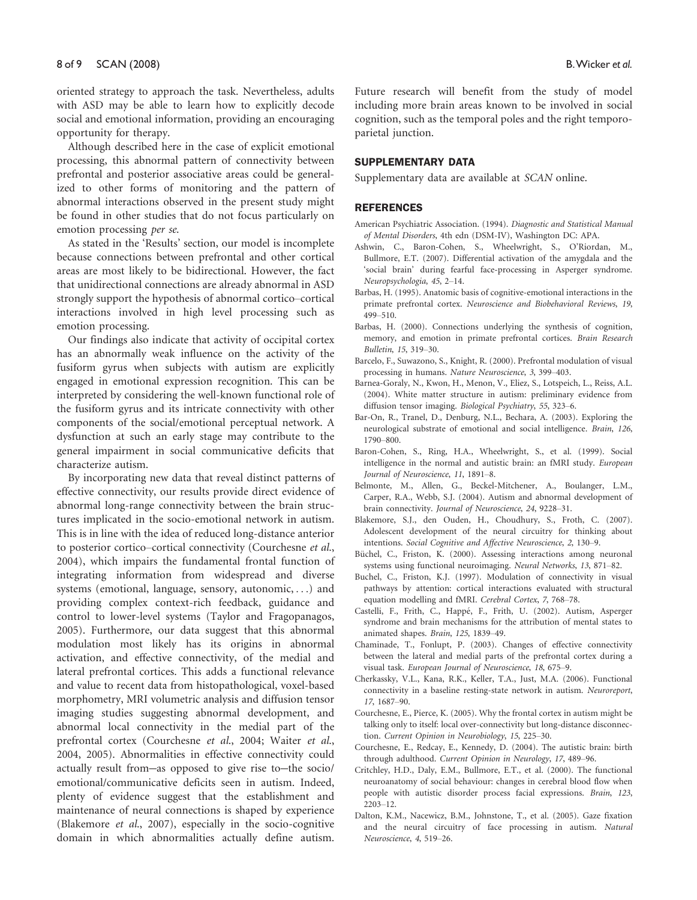oriented strategy to approach the task. Nevertheless, adults with ASD may be able to learn how to explicitly decode social and emotional information, providing an encouraging opportunity for therapy.

Although described here in the case of explicit emotional processing, this abnormal pattern of connectivity between prefrontal and posterior associative areas could be generalized to other forms of monitoring and the pattern of abnormal interactions observed in the present study might be found in other studies that do not focus particularly on emotion processing *per se*.

As stated in the 'Results' section, our model is incomplete because connections between prefrontal and other cortical areas are most likely to be bidirectional. However, the fact that unidirectional connections are already abnormal in ASD strongly support the hypothesis of abnormal cortico–cortical interactions involved in high level processing such as emotion processing.

Our findings also indicate that activity of occipital cortex has an abnormally weak influence on the activity of the fusiform gyrus when subjects with autism are explicitly engaged in emotional expression recognition. This can be interpreted by considering the well-known functional role of the fusiform gyrus and its intricate connectivity with other components of the social/emotional perceptual network. A dysfunction at such an early stage may contribute to the general impairment in social communicative deficits that characterize autism.

By incorporating new data that reveal distinct patterns of effective connectivity, our results provide direct evidence of abnormal long-range connectivity between the brain structures implicated in the socio-emotional network in autism. This is in line with the idea of reduced long-distance anterior to posterior cortico–cortical connectivity (Courchesne *et al.*, 2004), which impairs the fundamental frontal function of integrating information from widespread and diverse systems (emotional, language, sensory, autonomic, ...) and providing complex context-rich feedback, guidance and control to lower-level systems (Taylor and Fragopanagos, 2005). Furthermore, our data suggest that this abnormal modulation most likely has its origins in abnormal activation, and effective connectivity, of the medial and lateral prefrontal cortices. This adds a functional relevance and value to recent data from histopathological, voxel-based morphometry, MRI volumetric analysis and diffusion tensor imaging studies suggesting abnormal development, and abnormal local connectivity in the medial part of the prefrontal cortex (Courchesne *et al.*, 2004; Waiter *et al.*, 2004, 2005). Abnormalities in effective connectivity could actually result from—as opposed to give rise to—the socio/emotional/communicative deficits seen in autism. Indeed, plenty of evidence suggest that the establishment and maintenance of neural connections is shaped by experience (Blakemore *et al.*, 2007), especially in the socio-cognitive domain in which abnormalities actually define autism. Future research will benefit from the study of model including more brain areas known to be involved in social cognition, such as the temporal poles and the right temporo-parietal junction.

## SUPPLEMENTARY DATA

Supplementary data are available at *SCAN* online.

## REFERENCES

American Psychiatric Association. (1994). *Diagnostic and Statistical Manual of Mental Disorders*, 4th edn (DSM-IV), Washington DC: APA.

Ashwin, C., Baron-Cohen, S., Wheelwright, S., O'Riordan, M., Bullmore, E.T. (2007). Differential activation of the amygdala and the 'social brain' during fearful face-processing in Asperger syndrome. *Neuropsychologia*, *45*, 2–14.

Barbas, H. (1995). Anatomic basis of cognitive-emotional interactions in the primate prefrontal cortex. *Neuroscience and Biobehavioral Reviews*, *19*, 499–510.

Barbas, H. (2000). Connections underlying the synthesis of cognition, memory, and emotion in primate prefrontal cortices. *Brain Research Bulletin*, *15*, 319–30.

Barcelo, F., Suwazono, S., Knight, R. (2000). Prefrontal modulation of visual processing in humans. *Nature Neuroscience*, *3*, 399–403.

Barnea-Goraly, N., Kwon, H., Menon, V., Eliez, S., Lotspeich, L., Reiss, A.L. (2004). White matter structure in autism: preliminary evidence from diffusion tensor imaging. *Biological Psychiatry*, *55*, 323–6.

Bar-On, R., Tranel, D., Denburg, N.L., Bechara, A. (2003). Exploring the neurological substrate of emotional and social intelligence. *Brain*, *126*, 1790–800.

Baron-Cohen, S., Ring, H.A., Wheelwright, S., et al. (1999). Social intelligence in the normal and autistic brain: an fMRI study. *European Journal of Neuroscience*, *11*, 1891–8.

Belmonte, M., Allen, G., Beckel-Mitchener, A., Boulanger, L.M., Carper, R.A., Webb, S.J. (2004). Autism and abnormal development of brain connectivity. *Journal of Neuroscience*, *24*, 9228–31.

Blakemore, S.J., den Ouden, H., Choudhury, S., Froth, C. (2007). Adolescent development of the neural circuitry for thinking about intentions. *Social Cognitive and Affective Neuroscience*, *2*, 130–9.

Büchel, C., Friston, K. (2000). Assessing interactions among neuronal systems using functional neuroimaging. *Neural Networks*, *13*, 871–82.

Buchel, C., Friston, K.J. (1997). Modulation of connectivity in visual pathways by attention: cortical interactions evaluated with structural equation modelling and fMRI. *Cerebral Cortex*, *7*, 768–78.

Castelli, F., Frith, C., Happé, F., Frith, U. (2002). Autism, Asperger syndrome and brain mechanisms for the attribution of mental states to animated shapes. *Brain*, *125*, 1839–49.

Chaminade, T., Fonlupt, P. (2003). Changes of effective connectivity between the lateral and medial parts of the prefrontal cortex during a visual task. *European Journal of Neuroscience*, *18*, 675–9.

Cherkassky, V.L., Kana, R.K., Keller, T.A., Just, M.A. (2006). Functional connectivity in a baseline resting-state network in autism. *Neuroreport*, *17*, 1687–90.

Courchesne, E., Pierce, K. (2005). Why the frontal cortex in autism might be talking only to itself: local over-connectivity but long-distance disconnection. *Current Opinion in Neurobiology*, *15*, 225–30.

Courchesne, E., Redcay, E., Kennedy, D. (2004). The autistic brain: birth through adulthood. *Current Opinion in Neurology*, *17*, 489–96.

Critchley, H.D., Daly, E.M., Bullmore, E.T., et al. (2000). The functional neuroanatomy of social behaviour: changes in cerebral blood flow when people with autistic disorder process facial expressions. *Brain*, *123*, 2203–12.

Dalton, K.M., Nacewicz, B.M., Johnstone, T., et al. (2005). Gaze fixation and the neural circuitry of face processing in autism. *Natural Neuroscience*, *4*, 519–26.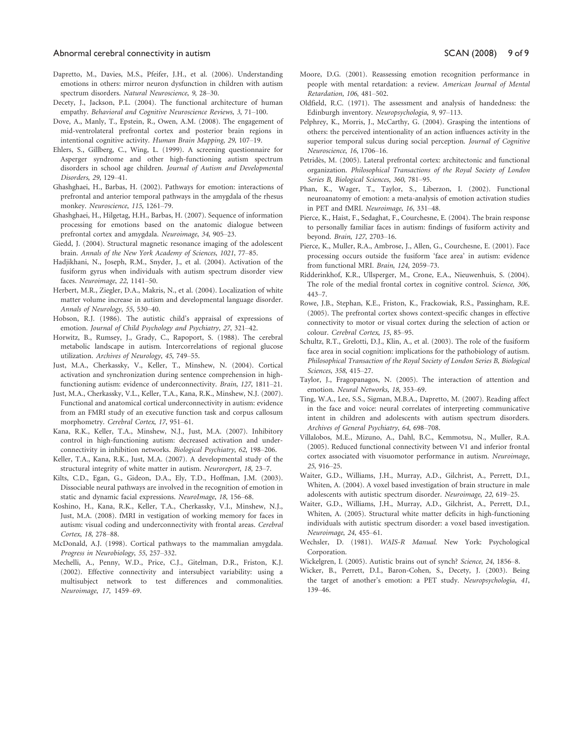Dapretto, M., Davies, M.S., Pfeifer, J.H., et al. (2006). Understanding emotions in others: mirror neuron dysfunction in children with autism spectrum disorders. *Natural Neuroscience*, *9*, 28–30.

Decety, J., Jackson, P.L. (2004). The functional architecture of human empathy. *Behavioral and Cognitive Neuroscience Reviews*, *3*, 71–100.

Dove, A., Manly, T., Epstein, R., Owen, A.M. (2008). The engagement of mid-ventrolateral prefrontal cortex and posterior brain regions in intentional cognitive activity. *Human Brain Mapping*, *29*, 107–19.

Ehlers, S., Gillberg, C., Wing, L. (1999). A screening questionnaire for Asperger syndrome and other high-functioning autism spectrum disorders in school age children. *Journal of Autism and Developmental Disorders*, *29*, 129–41.

Ghashghaei, H., Barbas, H. (2002). Pathways for emotion: interactions of prefrontal and anterior temporal pathways in the amygdala of the rhesus monkey. *Neuroscience*, *115*, 1261–79.

Ghashghaei, H., Hilgetag, H.H., Barbas, H. (2007). Sequence of information processing for emotions based on the anatomic dialogue between prefrontal cortex and amygdala. *Neuroimage*, *34*, 905–23.

Giedd, J. (2004). Structural magnetic resonance imaging of the adolescent brain. *Annals of the New York Academy of Sciences*, *1021*, 77–85.

Hadjikhani, N., Joseph, R.M., Snyder, J., et al. (2004). Activation of the fusiform gyrus when individuals with autism spectrum disorder view faces. *Neuroimage*, *22*, 1141–50.

Herbert, M.R., Ziegler, D.A., Makris, N., et al. (2004). Localization of white matter volume increase in autism and developmental language disorder. *Annals of Neurology*, *55*, 530–40.

Hobson, R.J. (1986). The autistic child's appraisal of expressions of emotion. *Journal of Child Psychology and Psychiatry*, *27*, 321–42.

Horwitz, B., Rumsey, J., Grady, C., Rapoport, S. (1988). The cerebral metabolic landscape in autism. Intercorrelations of regional glucose utilization. *Archives of Neurology*, *45*, 749–55.

Just, M.A., Cherkassky, V., Keller, T., Minshew, N. (2004). Cortical activation and synchronization during sentence comprehension in high-functioning autism: evidence of underconnectivity. *Brain*, *127*, 1811–21.

Just, M.A., Cherkassky, V.L., Keller, T.A., Kana, R.K., Minshew, N.J. (2007). Functional and anatomical cortical underconnectivity in autism: evidence from an FMRI study of an executive function task and corpus callosum morphometry. *Cerebral Cortex*, *17*, 951–61.

Kana, R.K., Keller, T.A., Minshew, N.J., Just, M.A. (2007). Inhibitory control in high-functioning autism: decreased activation and underconnectivity in inhibition networks. *Biological Psychiatry*, *62*, 198–206.

Keller, T.A., Kana, R.K., Just, M.A. (2007). A developmental study of the structural integrity of white matter in autism. *Neuroreport*, *18*, 23–7.

Kilts, C.D., Egan, G., Gideon, D.A., Ely, T.D., Hoffman, J.M. (2003). Dissociable neural pathways are involved in the recognition of emotion in static and dynamic facial expressions. *NeuroImage*, *18*, 156–68.

Koshino, H., Kana, R.K., Keller, T.A., Cherkassky, V.I., Minshew, N.J., Just, M.A. (2008). fMRI in vestigation of working memory for faces in autism: visual coding and underconnectivity with frontal areas. *Cerebral Cortex*, *18*, 278–88.

McDonald, A.J. (1998). Cortical pathways to the mammalian amygdala. *Progress in Neurobiology*, *55*, 257–332.

Mechelli, A., Penny, W.D., Price, C.J., Gitelman, D.R., Friston, K.J. (2002). Effective connectivity and intersubject variability: using a multisubject network to test differences and commonalities. *Neuroimage*, *17*, 1459–69.

Moore, D.G. (2001). Reassessing emotion recognition performance in people with mental retardation: a review. *American Journal of Mental Retardation*, *106*, 481–502.

Oldfield, R.C. (1971). The assessment and analysis of handedness: the Edinburgh inventory. *Neuropsychologia*, *9*, 97–113.

Pelphrey, K., Morris, J., McCarthy, G. (2004). Grasping the intentions of others: the perceived intentionality of an action influences activity in the superior temporal sulcus during social perception. *Journal of Cognitive Neuroscience*, *16*, 1706–16.

Petridès, M. (2005). Lateral prefrontal cortex: architectonic and functional organization. *Philosophical Transactions of the Royal Society of London Series B, Biological Sciences*, *360*, 781–95.

Phan, K., Wager, T., Taylor, S., Liberzon, I. (2002). Functional neuroanatomy of emotion: a meta-analysis of emotion activation studies in PET and fMRI. *Neuroimage*, *16*, 331–48.

Pierce, K., Haist, F., Sedaghat, F., Courchesne, E. (2004). The brain response to personally familiar faces in autism: findings of fusiform activity and beyond. *Brain*, *127*, 2703–16.

Pierce, K., Muller, R.A., Ambrose, J., Allen, G., Courchesne, E. (2001). Face processing occurs outside the fusiform 'face area' in autism: evidence from functional MRI. *Brain*, *124*, 2059–73.

Ridderinkhof, K.R., Ullsperger, M., Crone, E.A., Nieuwenhuis, S. (2004). The role of the medial frontal cortex in cognitive control. *Science*, *306*, 443–7.

Rowe, J.B., Stephan, K.E., Friston, K., Frackowiak, R.S., Passingham, R.E. (2005). The prefrontal cortex shows context-specific changes in effective connectivity to motor or visual cortex during the selection of action or colour. *Cerebral Cortex*, *15*, 85–95.

Schultz, R.T., Grelotti, D.J., Klin, A., et al. (2003). The role of the fusiform face area in social cognition: implications for the pathobiology of autism. *Philosophical Transaction of the Royal Society of London Series B, Biological Sciences*, *358*, 415–27.

Taylor, J., Fragopanagos, N. (2005). The interaction of attention and emotion. *Neural Networks*, *18*, 353–69.

Ting, W.A., Lee, S.S., Sigman, M.B.A., Dapretto, M. (2007). Reading affect in the face and voice: neural correlates of interpreting communicative intent in children and adolescents with autism spectrum disorders. *Archives of General Psychiatry*, *64*, 698–708.

Villalobos, M.E., Mizuno, A., Dahl, B.C., Kemmotsu, N., Muller, R.A. (2005). Reduced functional connectivity between V1 and inferior frontal cortex associated with visuomotor performance in autism. *Neuroimage*, *25*, 916–25.

Waiter, G.D., Williams, J.H., Murray, A.D., Gilchrist, A., Perrett, D.I., Whiten, A. (2004). A voxel based investigation of brain structure in male adolescents with autistic spectrum disorder. *Neuroimage*, *22*, 619–25.

Waiter, G.D., Williams, J.H., Murray, A.D., Gilchrist, A., Perrett, D.I., Whiten, A. (2005). Structural white matter deficits in high-functioning individuals with autistic spectrum disorder: a voxel based investigation. *Neuroimage*, *24*, 455–61.

Wechsler, D. (1981). *WAIS-R Manual*. New York: Psychological Corporation.

Wickelgren, I. (2005). Autistic brains out of synch? *Science*, *24*, 1856–8.

Wicker, B., Perrett, D.I., Baron-Cohen, S., Decety, J. (2003). Being the target of another's emotion: a PET study. *Neuropsychologia*, *41*, 139–46.